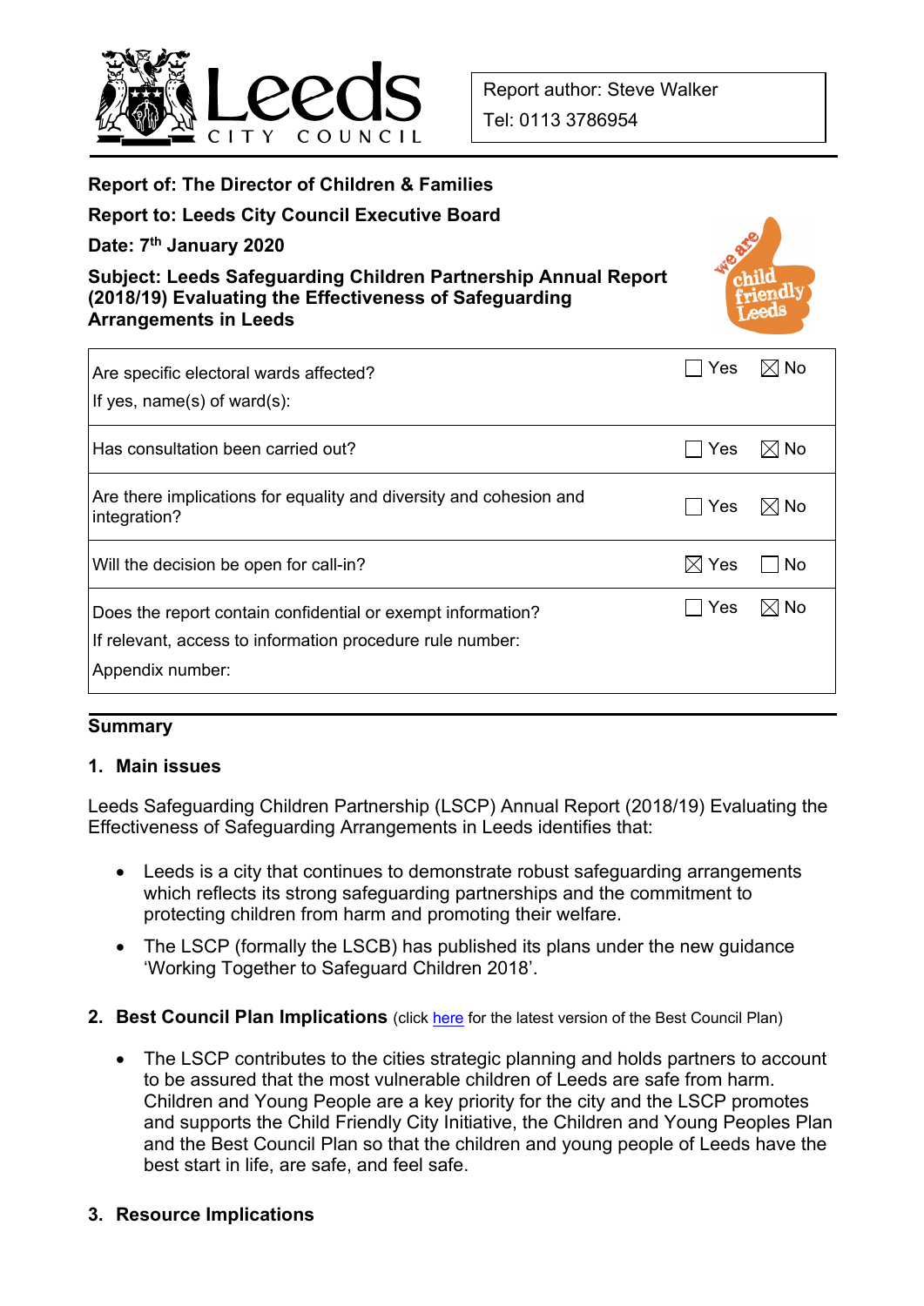Report author: Steve Walker

Tel: 0113 3786954

**Report of: The Director of Children & Families**

**Report to: Leeds City Council Executive Board**

**Date: 7th January 2020**

**Subject: Leeds Safeguarding Children Partnership Annual Report (2018/19) Evaluating the Effectiveness of Safeguarding Arrangements in Leeds**

| | | |
|---|---|---|
| Are specific electoral wards affected?<br>If yes, name(s) of ward(s): | ☐ Yes | ☒ No |
| Has consultation been carried out? | ☐ Yes | ☒ No |
| Are there implications for equality and diversity and cohesion and integration? | ☐ Yes | ☒ No |
| Will the decision be open for call-in? | ☒ Yes | ☐ No |
| Does the report contain confidential or exempt information?<br>If relevant, access to information procedure rule number:<br>Appendix number: | ☐ Yes | ☒ No |

## Summary

### 1. Main issues

Leeds Safeguarding Children Partnership (LSCP) Annual Report (2018/19) Evaluating the Effectiveness of Safeguarding Arrangements in Leeds identifies that:

- Leeds is a city that continues to demonstrate robust safeguarding arrangements which reflects its strong safeguarding partnerships and the commitment to protecting children from harm and promoting their welfare.
- The LSCP (formally the LSCB) has published its plans under the new guidance 'Working Together to Safeguard Children 2018'.

### 2. Best Council Plan Implications (click here for the latest version of the Best Council Plan)

- The LSCP contributes to the cities strategic planning and holds partners to account to be assured that the most vulnerable children of Leeds are safe from harm. Children and Young People are a key priority for the city and the LSCP promotes and supports the Child Friendly City Initiative, the Children and Young Peoples Plan and the Best Council Plan so that the children and young people of Leeds have the best start in life, are safe, and feel safe.

### 3. Resource Implications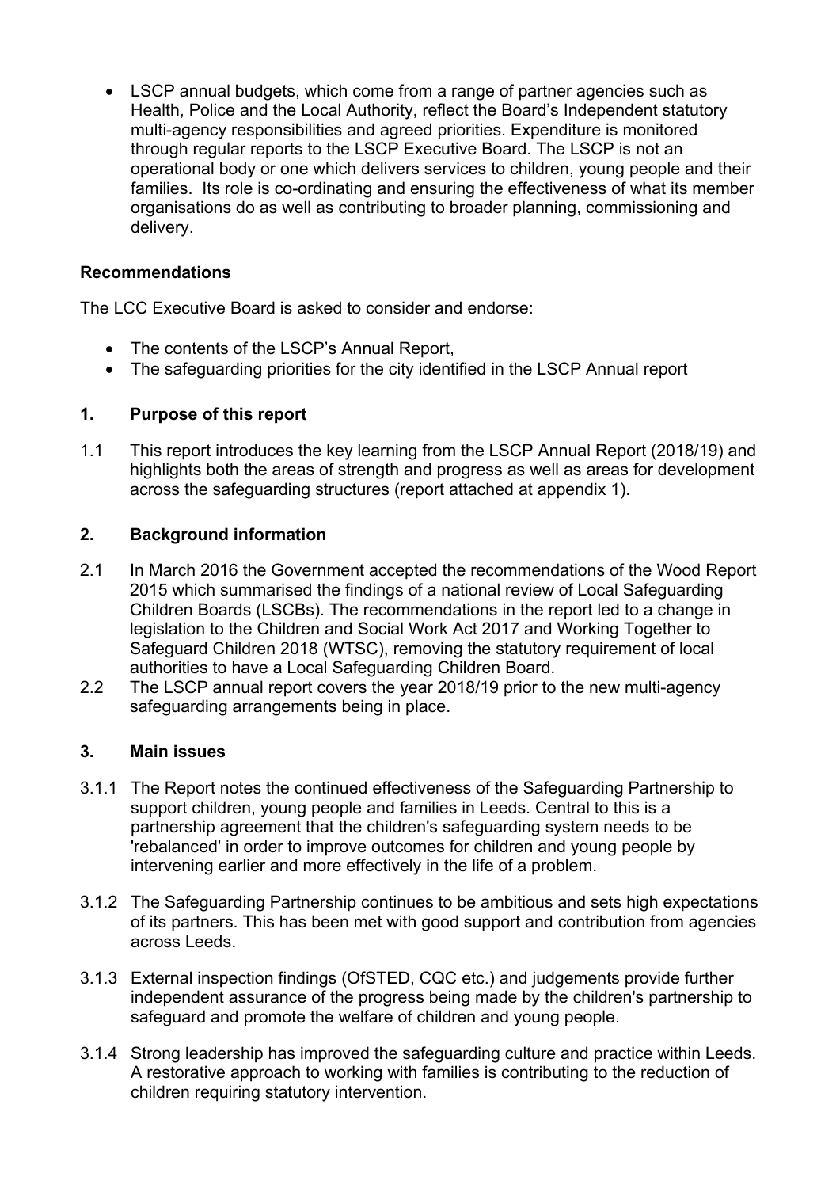- LSCP annual budgets, which come from a range of partner agencies such as Health, Police and the Local Authority, reflect the Board's Independent statutory multi-agency responsibilities and agreed priorities. Expenditure is monitored through regular reports to the LSCP Executive Board. The LSCP is not an operational body or one which delivers services to children, young people and their families. Its role is co-ordinating and ensuring the effectiveness of what its member organisations do as well as contributing to broader planning, commissioning and delivery.

**Recommendations**

The LCC Executive Board is asked to consider and endorse:

- The contents of the LSCP's Annual Report,
- The safeguarding priorities for the city identified in the LSCP Annual report

## 1. Purpose of this report

1.1 This report introduces the key learning from the LSCP Annual Report (2018/19) and highlights both the areas of strength and progress as well as areas for development across the safeguarding structures (report attached at appendix 1).

## 2. Background information

2.1 In March 2016 the Government accepted the recommendations of the Wood Report 2015 which summarised the findings of a national review of Local Safeguarding Children Boards (LSCBs). The recommendations in the report led to a change in legislation to the Children and Social Work Act 2017 and Working Together to Safeguard Children 2018 (WTSC), removing the statutory requirement of local authorities to have a Local Safeguarding Children Board.

2.2 The LSCP annual report covers the year 2018/19 prior to the new multi-agency safeguarding arrangements being in place.

## 3. Main issues

3.1.1 The Report notes the continued effectiveness of the Safeguarding Partnership to support children, young people and families in Leeds. Central to this is a partnership agreement that the children's safeguarding system needs to be 'rebalanced' in order to improve outcomes for children and young people by intervening earlier and more effectively in the life of a problem.

3.1.2 The Safeguarding Partnership continues to be ambitious and sets high expectations of its partners. This has been met with good support and contribution from agencies across Leeds.

3.1.3 External inspection findings (OfSTED, CQC etc.) and judgements provide further independent assurance of the progress being made by the children's partnership to safeguard and promote the welfare of children and young people.

3.1.4 Strong leadership has improved the safeguarding culture and practice within Leeds. A restorative approach to working with families is contributing to the reduction of children requiring statutory intervention.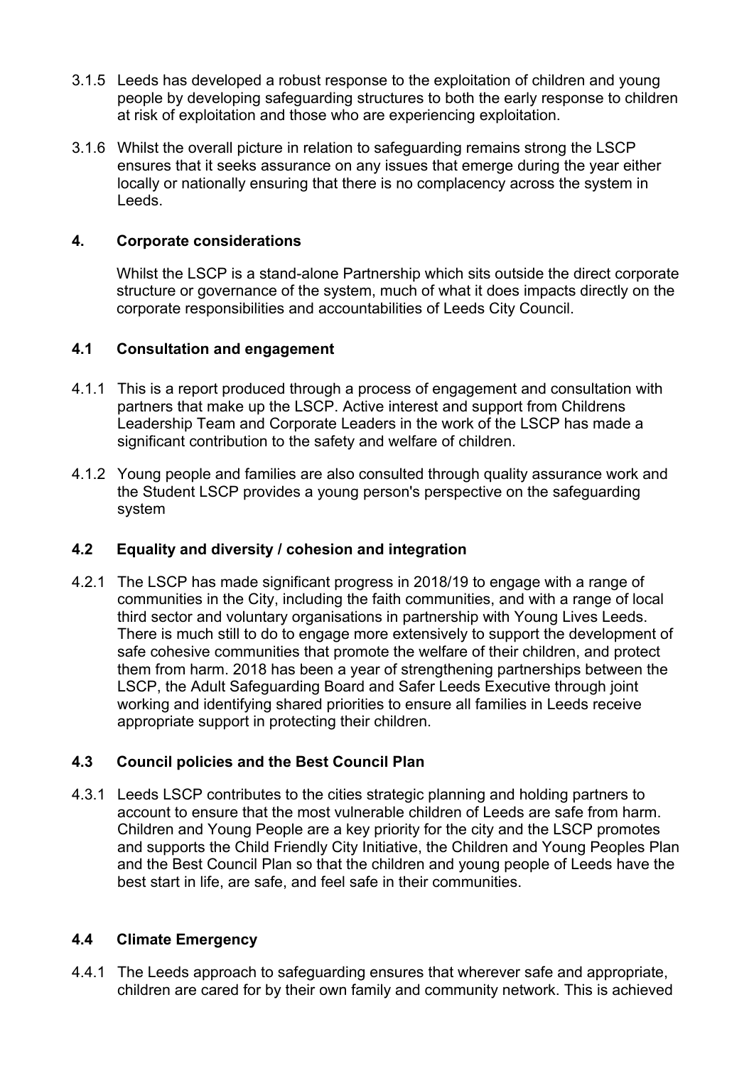3.1.5 Leeds has developed a robust response to the exploitation of children and young people by developing safeguarding structures to both the early response to children at risk of exploitation and those who are experiencing exploitation.

3.1.6 Whilst the overall picture in relation to safeguarding remains strong the LSCP ensures that it seeks assurance on any issues that emerge during the year either locally or nationally ensuring that there is no complacency across the system in Leeds.

## 4. Corporate considerations

Whilst the LSCP is a stand-alone Partnership which sits outside the direct corporate structure or governance of the system, much of what it does impacts directly on the corporate responsibilities and accountabilities of Leeds City Council.

### 4.1 Consultation and engagement

4.1.1 This is a report produced through a process of engagement and consultation with partners that make up the LSCP. Active interest and support from Childrens Leadership Team and Corporate Leaders in the work of the LSCP has made a significant contribution to the safety and welfare of children.

4.1.2 Young people and families are also consulted through quality assurance work and the Student LSCP provides a young person's perspective on the safeguarding system

### 4.2 Equality and diversity / cohesion and integration

4.2.1 The LSCP has made significant progress in 2018/19 to engage with a range of communities in the City, including the faith communities, and with a range of local third sector and voluntary organisations in partnership with Young Lives Leeds. There is much still to do to engage more extensively to support the development of safe cohesive communities that promote the welfare of their children, and protect them from harm. 2018 has been a year of strengthening partnerships between the LSCP, the Adult Safeguarding Board and Safer Leeds Executive through joint working and identifying shared priorities to ensure all families in Leeds receive appropriate support in protecting their children.

### 4.3 Council policies and the Best Council Plan

4.3.1 Leeds LSCP contributes to the cities strategic planning and holding partners to account to ensure that the most vulnerable children of Leeds are safe from harm. Children and Young People are a key priority for the city and the LSCP promotes and supports the Child Friendly City Initiative, the Children and Young Peoples Plan and the Best Council Plan so that the children and young people of Leeds have the best start in life, are safe, and feel safe in their communities.

### 4.4 Climate Emergency

4.4.1 The Leeds approach to safeguarding ensures that wherever safe and appropriate, children are cared for by their own family and community network. This is achieved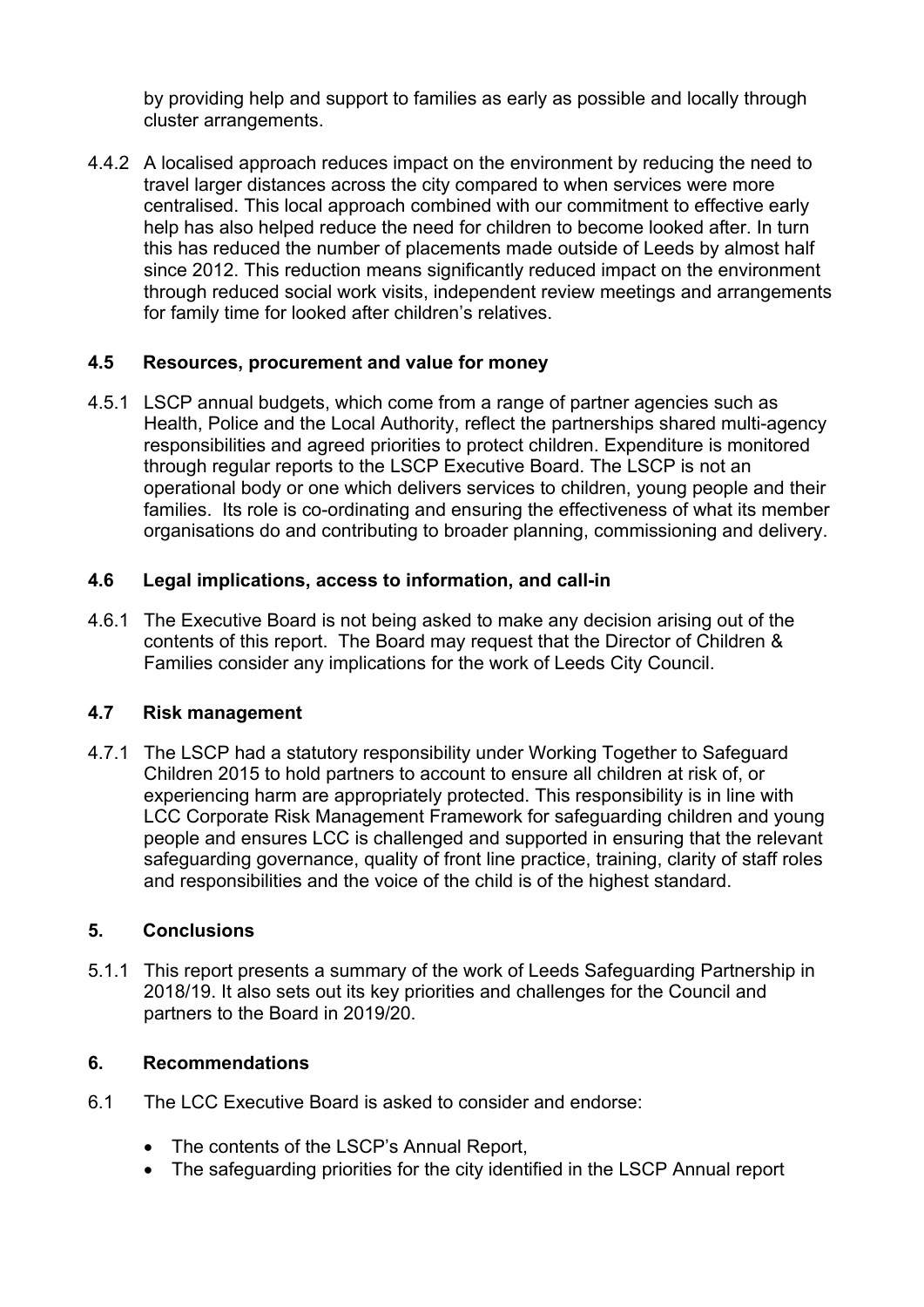by providing help and support to families as early as possible and locally through cluster arrangements.

4.4.2 A localised approach reduces impact on the environment by reducing the need to travel larger distances across the city compared to when services were more centralised. This local approach combined with our commitment to effective early help has also helped reduce the need for children to become looked after. In turn this has reduced the number of placements made outside of Leeds by almost half since 2012. This reduction means significantly reduced impact on the environment through reduced social work visits, independent review meetings and arrangements for family time for looked after children's relatives.

### 4.5 Resources, procurement and value for money

4.5.1 LSCP annual budgets, which come from a range of partner agencies such as Health, Police and the Local Authority, reflect the partnerships shared multi-agency responsibilities and agreed priorities to protect children. Expenditure is monitored through regular reports to the LSCP Executive Board. The LSCP is not an operational body or one which delivers services to children, young people and their families. Its role is co-ordinating and ensuring the effectiveness of what its member organisations do and contributing to broader planning, commissioning and delivery.

### 4.6 Legal implications, access to information, and call-in

4.6.1 The Executive Board is not being asked to make any decision arising out of the contents of this report. The Board may request that the Director of Children & Families consider any implications for the work of Leeds City Council.

### 4.7 Risk management

4.7.1 The LSCP had a statutory responsibility under Working Together to Safeguard Children 2015 to hold partners to account to ensure all children at risk of, or experiencing harm are appropriately protected. This responsibility is in line with LCC Corporate Risk Management Framework for safeguarding children and young people and ensures LCC is challenged and supported in ensuring that the relevant safeguarding governance, quality of front line practice, training, clarity of staff roles and responsibilities and the voice of the child is of the highest standard.

## 5. Conclusions

5.1.1 This report presents a summary of the work of Leeds Safeguarding Partnership in 2018/19. It also sets out its key priorities and challenges for the Council and partners to the Board in 2019/20.

## 6. Recommendations

6.1 The LCC Executive Board is asked to consider and endorse:

- The contents of the LSCP's Annual Report,
- The safeguarding priorities for the city identified in the LSCP Annual report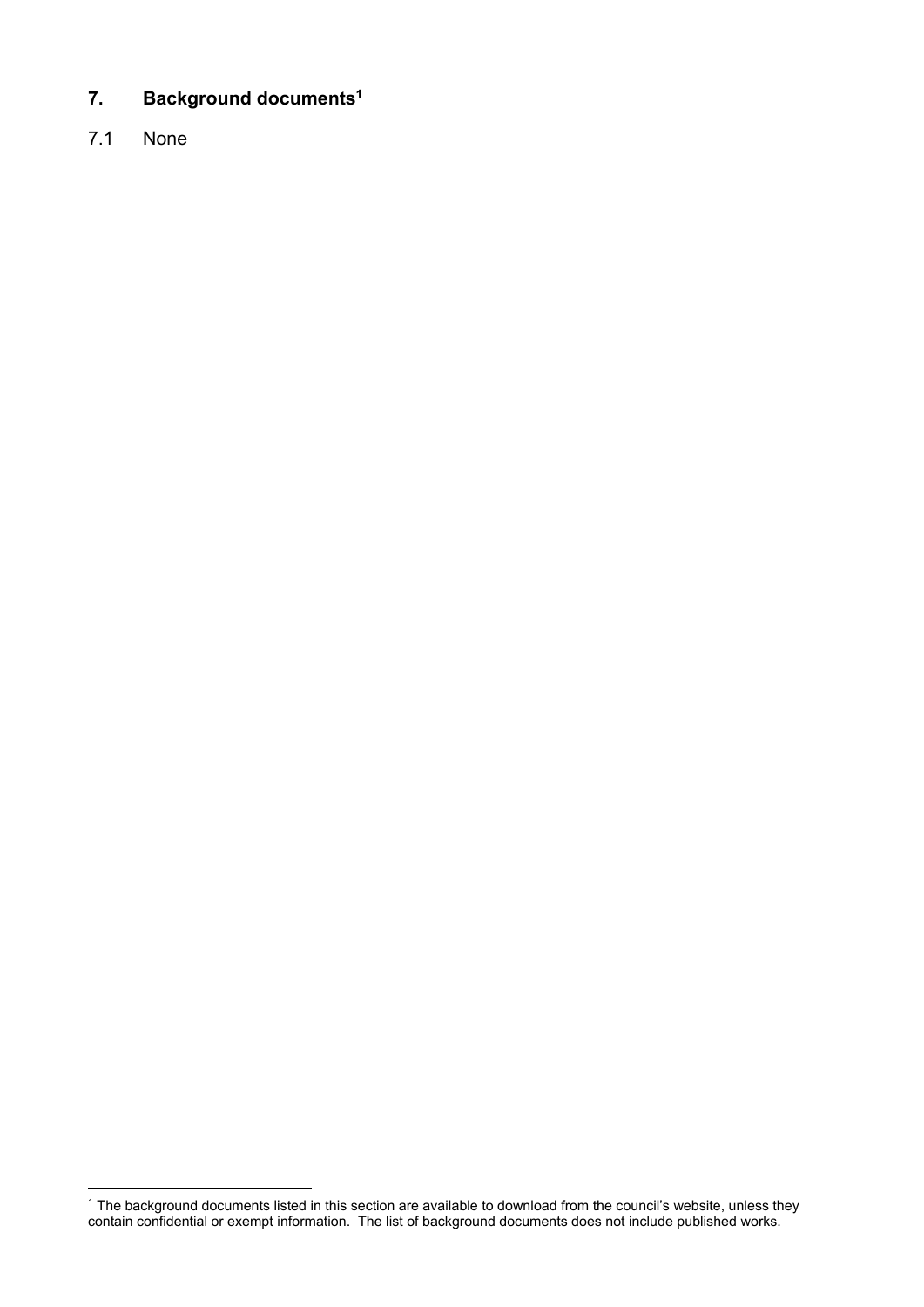## 7. Background documents[1]

7.1 None

[1] The background documents listed in this section are available to download from the council's website, unless they contain confidential or exempt information. The list of background documents does not include published works.